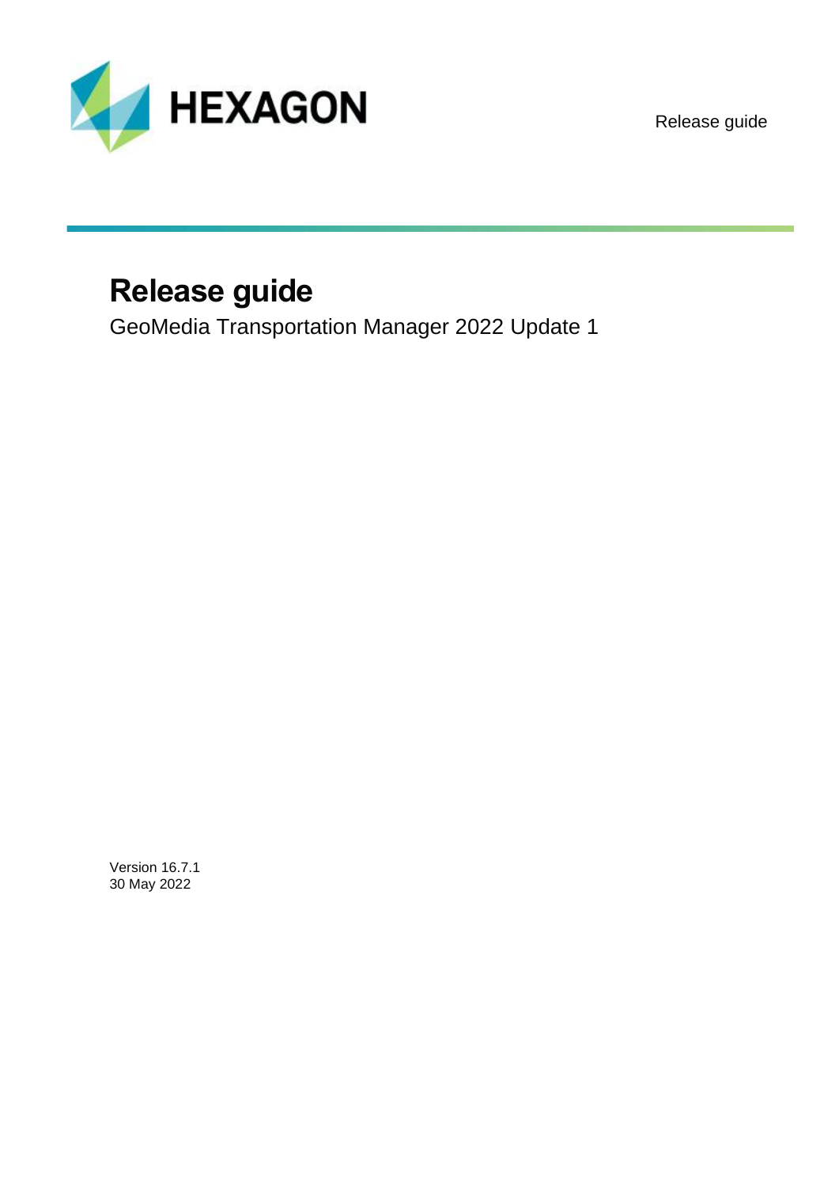# Release guide

GeoMedia Transportation Manager 2022 Update 1

Version 16.7.1
30 May 2022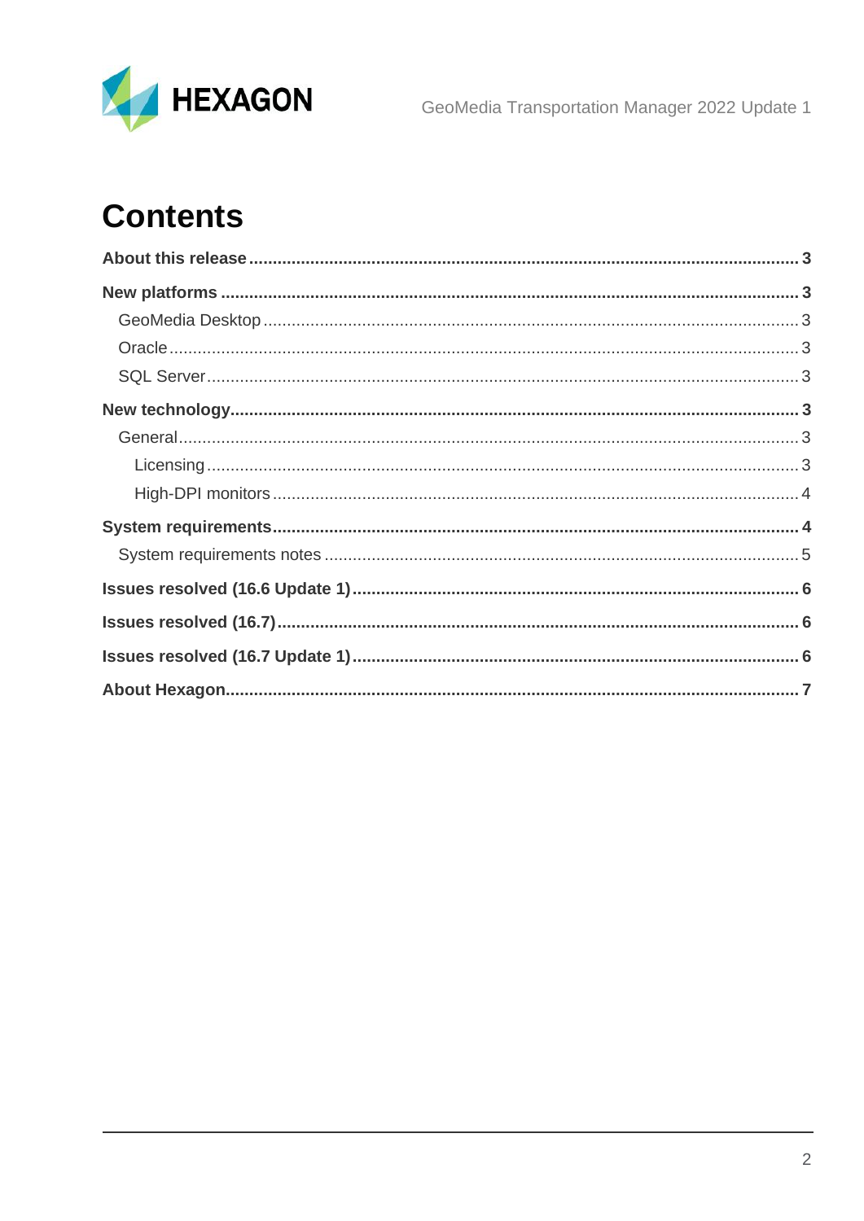# Contents

**About this release** ..... **3**

**New platforms** ..... **3**

- GeoMedia Desktop ..... 3
- Oracle ..... 3
- SQL Server ..... 3

**New technology** ..... **3**

- General ..... 3
  - Licensing ..... 3
  - High-DPI monitors ..... 4

**System requirements** ..... **4**

- System requirements notes ..... 5

**Issues resolved (16.6 Update 1)** ..... **6**

**Issues resolved (16.7)** ..... **6**

**Issues resolved (16.7 Update 1)** ..... **6**

**About Hexagon** ..... **7**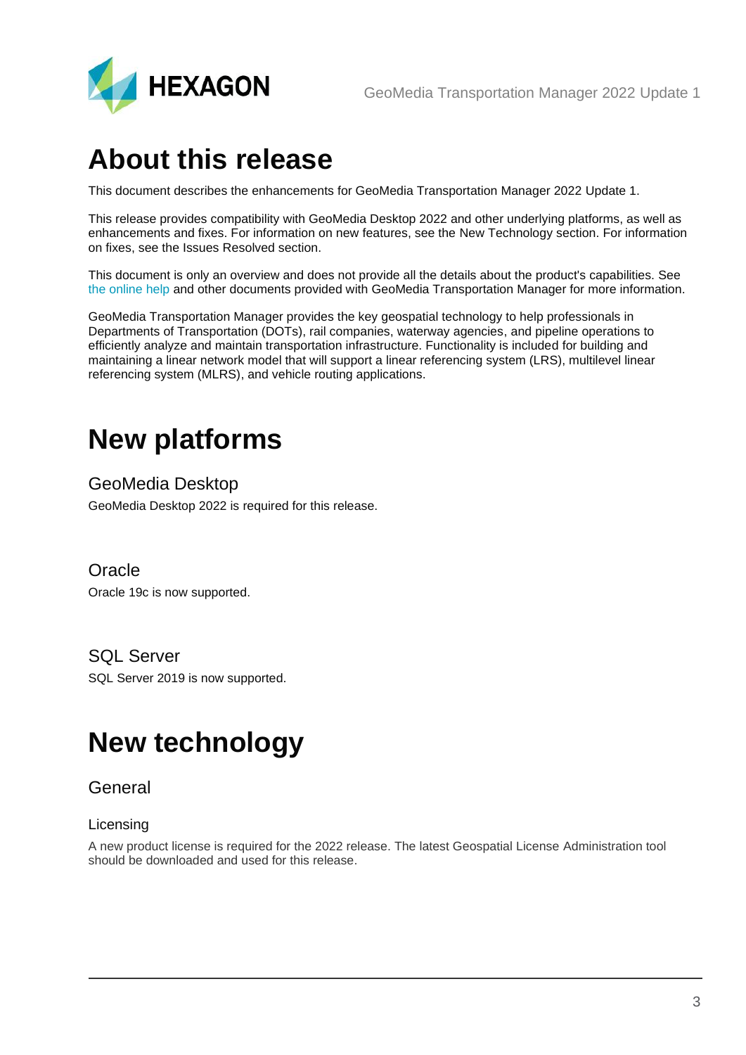# About this release

This document describes the enhancements for GeoMedia Transportation Manager 2022 Update 1.

This release provides compatibility with GeoMedia Desktop 2022 and other underlying platforms, as well as enhancements and fixes. For information on new features, see the New Technology section. For information on fixes, see the Issues Resolved section.

This document is only an overview and does not provide all the details about the product's capabilities. See the online help and other documents provided with GeoMedia Transportation Manager for more information.

GeoMedia Transportation Manager provides the key geospatial technology to help professionals in Departments of Transportation (DOTs), rail companies, waterway agencies, and pipeline operations to efficiently analyze and maintain transportation infrastructure. Functionality is included for building and maintaining a linear network model that will support a linear referencing system (LRS), multilevel linear referencing system (MLRS), and vehicle routing applications.

# New platforms

## GeoMedia Desktop

GeoMedia Desktop 2022 is required for this release.

## Oracle

Oracle 19c is now supported.

## SQL Server

SQL Server 2019 is now supported.

# New technology

## General

### Licensing

A new product license is required for the 2022 release. The latest Geospatial License Administration tool should be downloaded and used for this release.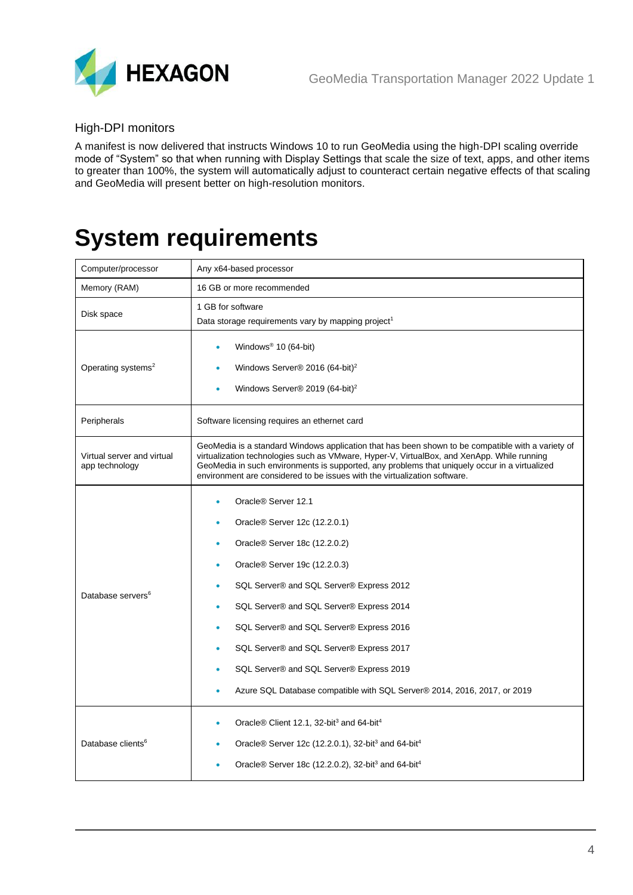### High-DPI monitors

A manifest is now delivered that instructs Windows 10 to run GeoMedia using the high-DPI scaling override mode of "System" so that when running with Display Settings that scale the size of text, apps, and other items to greater than 100%, the system will automatically adjust to counteract certain negative effects of that scaling and GeoMedia will present better on high-resolution monitors.

# System requirements

| | |
|---|---|
| Computer/processor | Any x64-based processor |
| Memory (RAM) | 16 GB or more recommended |
| Disk space | 1 GB for software<br>Data storage requirements vary by mapping project[1] |
| Operating systems[2] | • Windows® 10 (64-bit)<br>• Windows Server® 2016 (64-bit)[2]<br>• Windows Server® 2019 (64-bit)[2] |
| Peripherals | Software licensing requires an ethernet card |
| Virtual server and virtual app technology | GeoMedia is a standard Windows application that has been shown to be compatible with a variety of virtualization technologies such as VMware, Hyper-V, VirtualBox, and XenApp. While running GeoMedia in such environments is supported, any problems that uniquely occur in a virtualized environment are considered to be issues with the virtualization software. |
| Database servers[6] | • Oracle® Server 12.1<br>• Oracle® Server 12c (12.2.0.1)<br>• Oracle® Server 18c (12.2.0.2)<br>• Oracle® Server 19c (12.2.0.3)<br>• SQL Server® and SQL Server® Express 2012<br>• SQL Server® and SQL Server® Express 2014<br>• SQL Server® and SQL Server® Express 2016<br>• SQL Server® and SQL Server® Express 2017<br>• SQL Server® and SQL Server® Express 2019<br>• Azure SQL Database compatible with SQL Server® 2014, 2016, 2017, or 2019 |
| Database clients[6] | • Oracle® Client 12.1, 32-bit[3] and 64-bit[4]<br>• Oracle® Server 12c (12.2.0.1), 32-bit[3] and 64-bit[4]<br>• Oracle® Server 18c (12.2.0.2), 32-bit[3] and 64-bit[4] |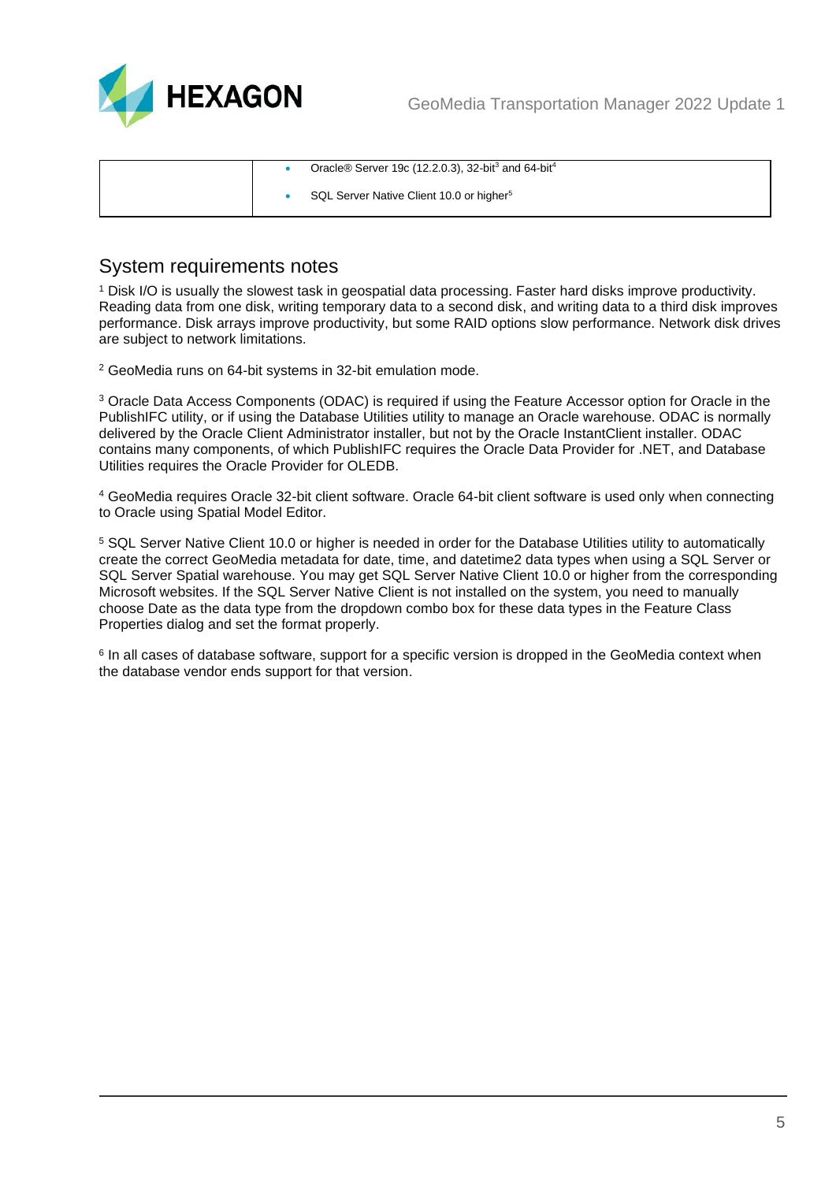| | |
|---|---|
| | • Oracle® Server 19c (12.2.0.3), 32-bit[3] and 64-bit[4]<br>• SQL Server Native Client 10.0 or higher[5] |

## System requirements notes

[1] Disk I/O is usually the slowest task in geospatial data processing. Faster hard disks improve productivity. Reading data from one disk, writing temporary data to a second disk, and writing data to a third disk improves performance. Disk arrays improve productivity, but some RAID options slow performance. Network disk drives are subject to network limitations.

[2] GeoMedia runs on 64-bit systems in 32-bit emulation mode.

[3] Oracle Data Access Components (ODAC) is required if using the Feature Accessor option for Oracle in the PublishIFC utility, or if using the Database Utilities utility to manage an Oracle warehouse. ODAC is normally delivered by the Oracle Client Administrator installer, but not by the Oracle InstantClient installer. ODAC contains many components, of which PublishIFC requires the Oracle Data Provider for .NET, and Database Utilities requires the Oracle Provider for OLEDB.

[4] GeoMedia requires Oracle 32-bit client software. Oracle 64-bit client software is used only when connecting to Oracle using Spatial Model Editor.

[5] SQL Server Native Client 10.0 or higher is needed in order for the Database Utilities utility to automatically create the correct GeoMedia metadata for date, time, and datetime2 data types when using a SQL Server or SQL Server Spatial warehouse. You may get SQL Server Native Client 10.0 or higher from the corresponding Microsoft websites. If the SQL Server Native Client is not installed on the system, you need to manually choose Date as the data type from the dropdown combo box for these data types in the Feature Class Properties dialog and set the format properly.

[6] In all cases of database software, support for a specific version is dropped in the GeoMedia context when the database vendor ends support for that version.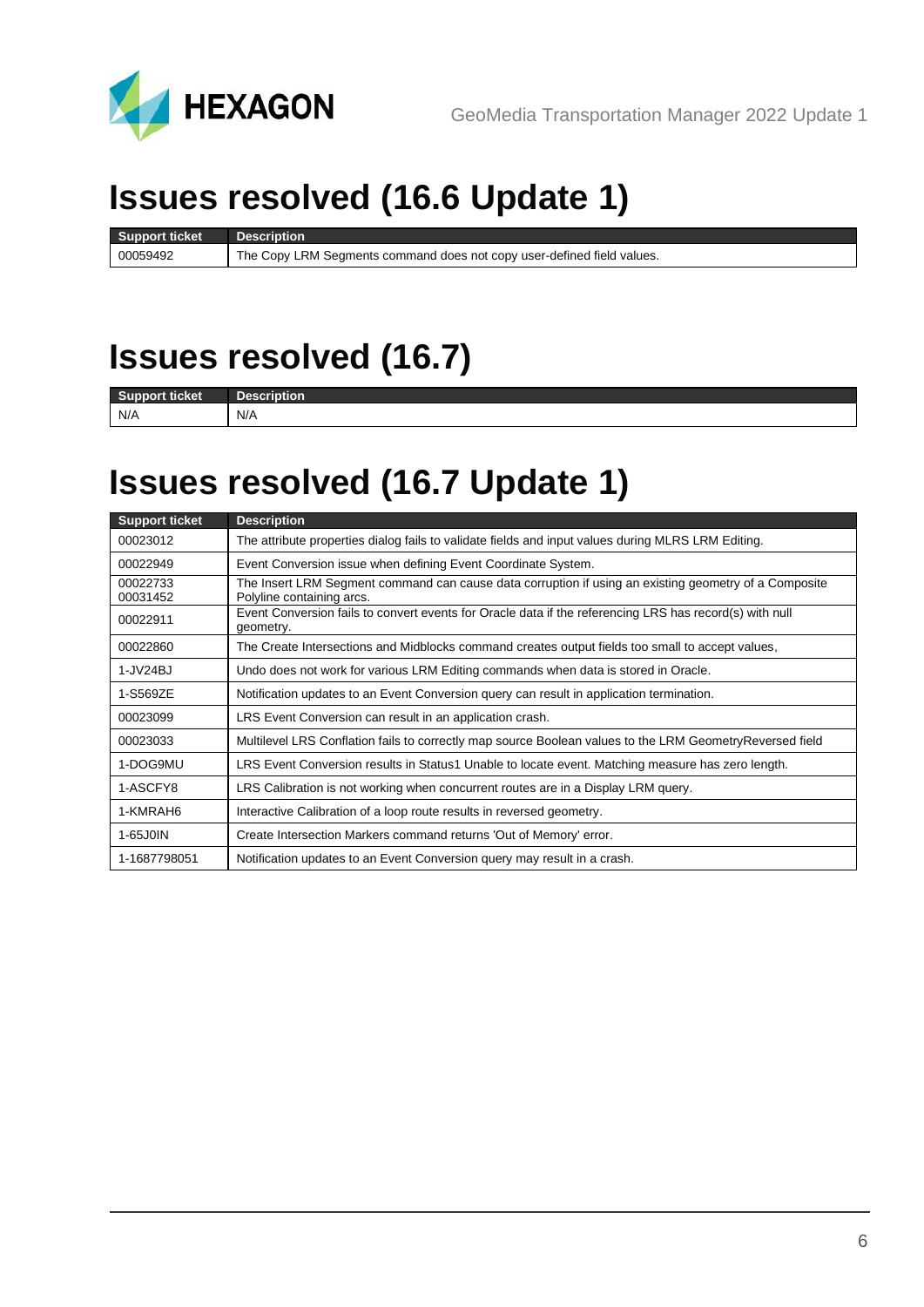# Issues resolved (16.6 Update 1)

| Support ticket | Description |
|---|---|
| 00059492 | The Copy LRM Segments command does not copy user-defined field values. |

# Issues resolved (16.7)

| Support ticket | Description |
|---|---|
| N/A | N/A |

# Issues resolved (16.7 Update 1)

| Support ticket | Description |
|---|---|
| 00023012 | The attribute properties dialog fails to validate fields and input values during MLRS LRM Editing. |
| 00022949 | Event Conversion issue when defining Event Coordinate System. |
| 00022733 00031452 | The Insert LRM Segment command can cause data corruption if using an existing geometry of a Composite Polyline containing arcs. |
| 00022911 | Event Conversion fails to convert events for Oracle data if the referencing LRS has record(s) with null geometry. |
| 00022860 | The Create Intersections and Midblocks command creates output fields too small to accept values, |
| 1-JV24BJ | Undo does not work for various LRM Editing commands when data is stored in Oracle. |
| 1-S569ZE | Notification updates to an Event Conversion query can result in application termination. |
| 00023099 | LRS Event Conversion can result in an application crash. |
| 00023033 | Multilevel LRS Conflation fails to correctly map source Boolean values to the LRM GeometryReversed field |
| 1-DOG9MU | LRS Event Conversion results in Status1 Unable to locate event. Matching measure has zero length. |
| 1-ASCFY8 | LRS Calibration is not working when concurrent routes are in a Display LRM query. |
| 1-KMRAH6 | Interactive Calibration of a loop route results in reversed geometry. |
| 1-65J0IN | Create Intersection Markers command returns 'Out of Memory' error. |
| 1-1687798051 | Notification updates to an Event Conversion query may result in a crash. |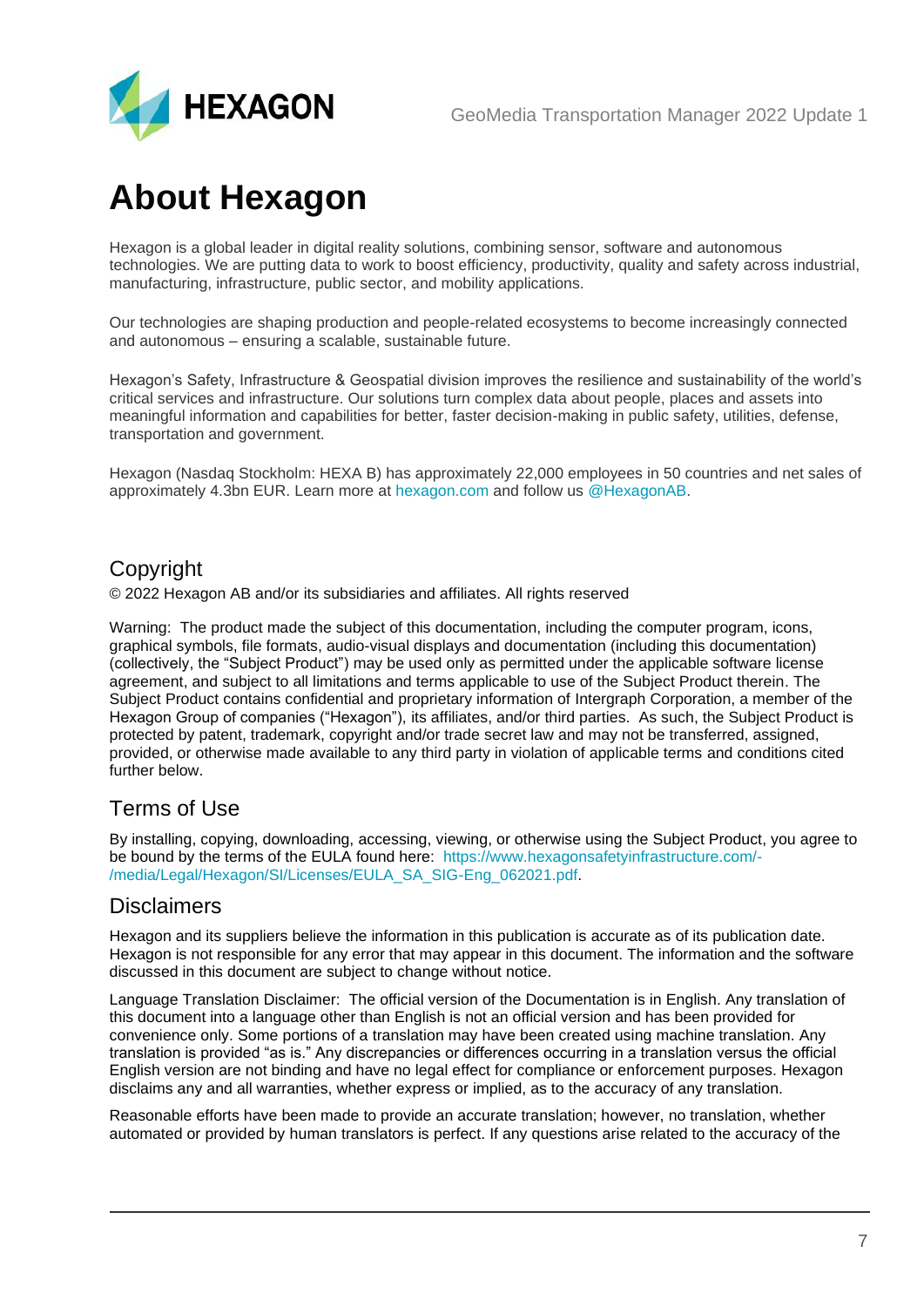# About Hexagon

Hexagon is a global leader in digital reality solutions, combining sensor, software and autonomous technologies. We are putting data to work to boost efficiency, productivity, quality and safety across industrial, manufacturing, infrastructure, public sector, and mobility applications.

Our technologies are shaping production and people-related ecosystems to become increasingly connected and autonomous – ensuring a scalable, sustainable future.

Hexagon's Safety, Infrastructure & Geospatial division improves the resilience and sustainability of the world's critical services and infrastructure. Our solutions turn complex data about people, places and assets into meaningful information and capabilities for better, faster decision-making in public safety, utilities, defense, transportation and government.

Hexagon (Nasdaq Stockholm: HEXA B) has approximately 22,000 employees in 50 countries and net sales of approximately 4.3bn EUR. Learn more at hexagon.com and follow us @HexagonAB.

## Copyright

© 2022 Hexagon AB and/or its subsidiaries and affiliates. All rights reserved

Warning: The product made the subject of this documentation, including the computer program, icons, graphical symbols, file formats, audio-visual displays and documentation (including this documentation) (collectively, the "Subject Product") may be used only as permitted under the applicable software license agreement, and subject to all limitations and terms applicable to use of the Subject Product therein. The Subject Product contains confidential and proprietary information of Intergraph Corporation, a member of the Hexagon Group of companies ("Hexagon"), its affiliates, and/or third parties. As such, the Subject Product is protected by patent, trademark, copyright and/or trade secret law and may not be transferred, assigned, provided, or otherwise made available to any third party in violation of applicable terms and conditions cited further below.

## Terms of Use

By installing, copying, downloading, accessing, viewing, or otherwise using the Subject Product, you agree to be bound by the terms of the EULA found here: https://www.hexagonsafetyinfrastructure.com/-/media/Legal/Hexagon/SI/Licenses/EULA_SA_SIG-Eng_062021.pdf.

## Disclaimers

Hexagon and its suppliers believe the information in this publication is accurate as of its publication date. Hexagon is not responsible for any error that may appear in this document. The information and the software discussed in this document are subject to change without notice.

Language Translation Disclaimer: The official version of the Documentation is in English. Any translation of this document into a language other than English is not an official version and has been provided for convenience only. Some portions of a translation may have been created using machine translation. Any translation is provided "as is." Any discrepancies or differences occurring in a translation versus the official English version are not binding and have no legal effect for compliance or enforcement purposes. Hexagon disclaims any and all warranties, whether express or implied, as to the accuracy of any translation.

Reasonable efforts have been made to provide an accurate translation; however, no translation, whether automated or provided by human translators is perfect. If any questions arise related to the accuracy of the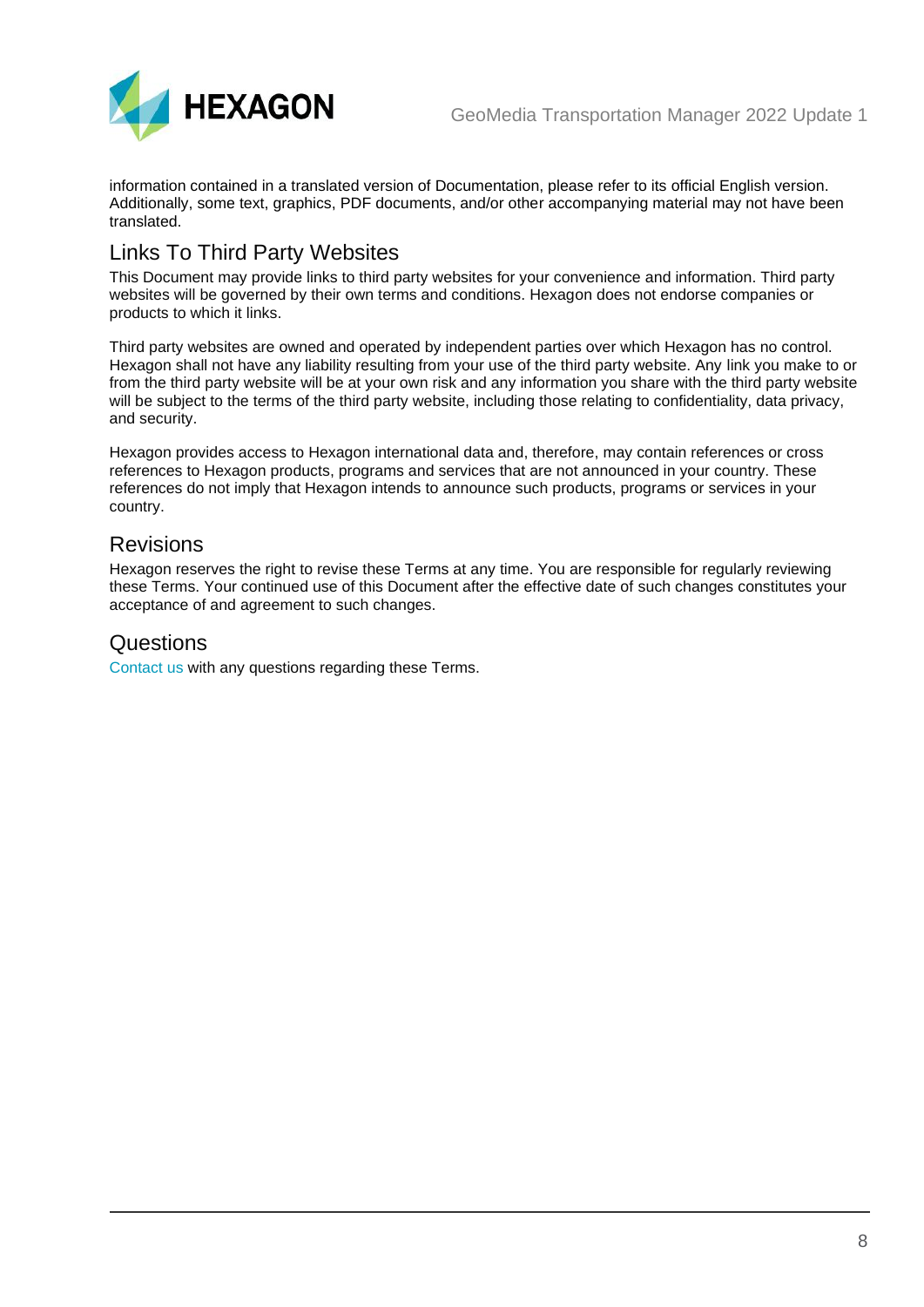information contained in a translated version of Documentation, please refer to its official English version. Additionally, some text, graphics, PDF documents, and/or other accompanying material may not have been translated.

## Links To Third Party Websites

This Document may provide links to third party websites for your convenience and information. Third party websites will be governed by their own terms and conditions. Hexagon does not endorse companies or products to which it links.

Third party websites are owned and operated by independent parties over which Hexagon has no control. Hexagon shall not have any liability resulting from your use of the third party website. Any link you make to or from the third party website will be at your own risk and any information you share with the third party website will be subject to the terms of the third party website, including those relating to confidentiality, data privacy, and security.

Hexagon provides access to Hexagon international data and, therefore, may contain references or cross references to Hexagon products, programs and services that are not announced in your country. These references do not imply that Hexagon intends to announce such products, programs or services in your country.

## Revisions

Hexagon reserves the right to revise these Terms at any time. You are responsible for regularly reviewing these Terms. Your continued use of this Document after the effective date of such changes constitutes your acceptance of and agreement to such changes.

## Questions

Contact us with any questions regarding these Terms.